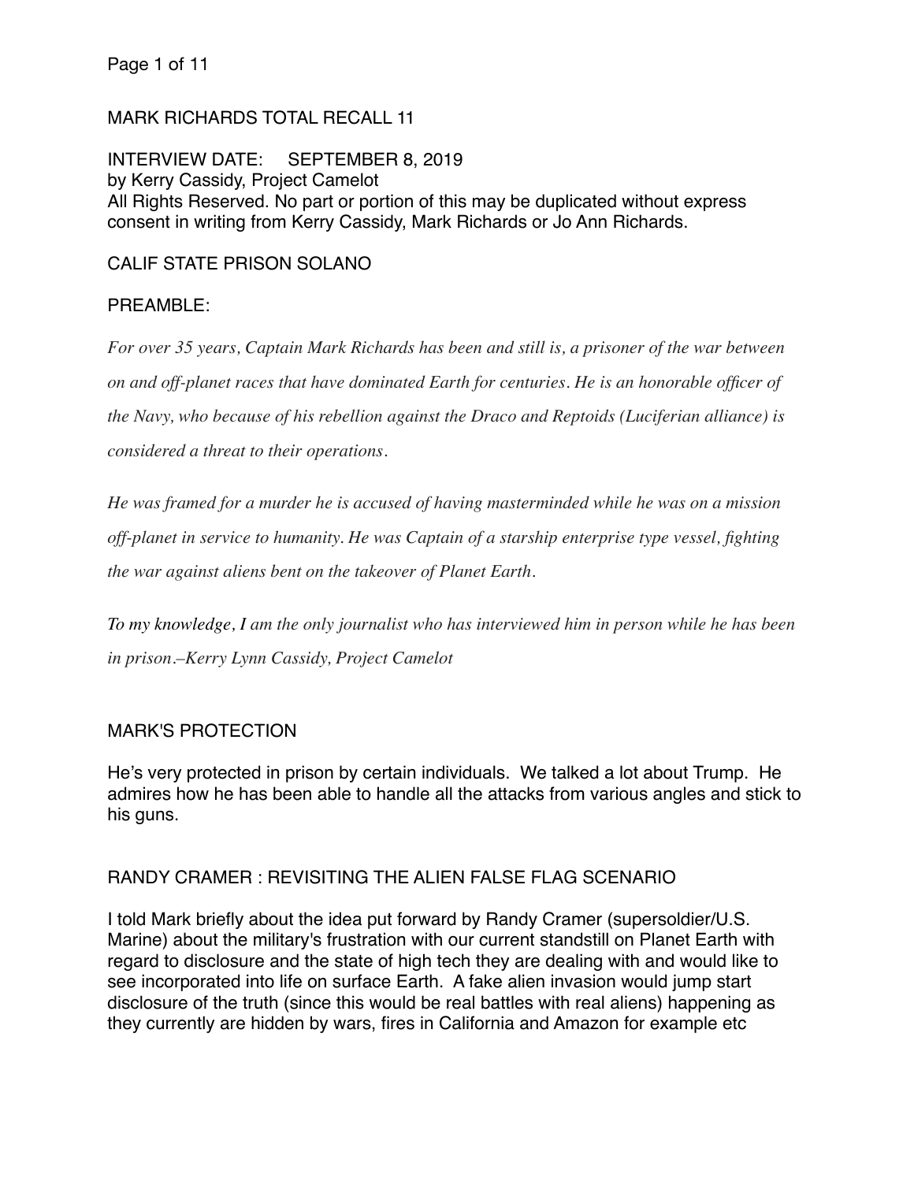MARK RICHARDS TOTAL RECALL 11

INTERVIEW DATE: SEPTEMBER 8, 2019
by Kerry Cassidy, Project Camelot
All Rights Reserved. No part or portion of this may be duplicated without express consent in writing from Kerry Cassidy, Mark Richards or Jo Ann Richards.

CALIF STATE PRISON SOLANO

PREAMBLE:

*For over 35 years, Captain Mark Richards has been and still is, a prisoner of the war between on and off-planet races that have dominated Earth for centuries. He is an honorable officer of the Navy, who because of his rebellion against the Draco and Reptoids (Luciferian alliance) is considered a threat to their operations.*

*He was framed for a murder he is accused of having masterminded while he was on a mission off-planet in service to humanity. He was Captain of a starship enterprise type vessel, fighting the war against aliens bent on the takeover of Planet Earth.*

*To my knowledge, I am the only journalist who has interviewed him in person while he has been in prison.–Kerry Lynn Cassidy, Project Camelot*

## MARK'S PROTECTION

He's very protected in prison by certain individuals. We talked a lot about Trump. He admires how he has been able to handle all the attacks from various angles and stick to his guns.

## RANDY CRAMER : REVISITING THE ALIEN FALSE FLAG SCENARIO

I told Mark briefly about the idea put forward by Randy Cramer (supersoldier/U.S. Marine) about the military's frustration with our current standstill on Planet Earth with regard to disclosure and the state of high tech they are dealing with and would like to see incorporated into life on surface Earth. A fake alien invasion would jump start disclosure of the truth (since this would be real battles with real aliens) happening as they currently are hidden by wars, fires in California and Amazon for example etc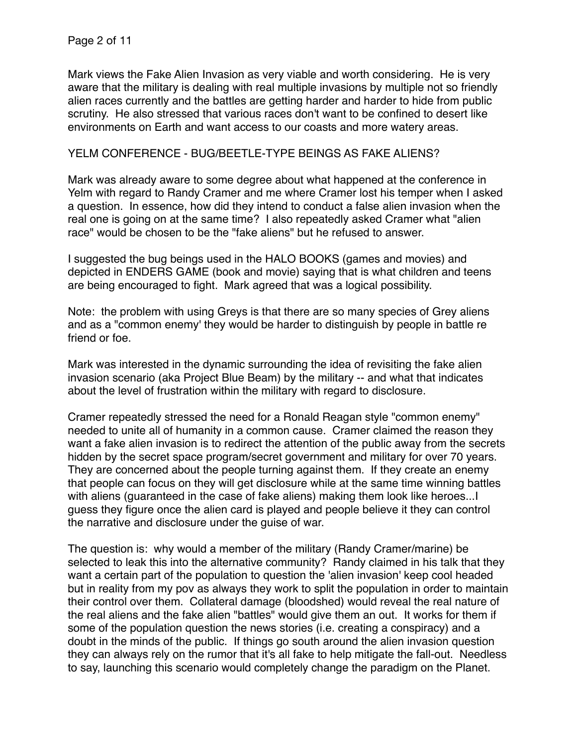Mark views the Fake Alien Invasion as very viable and worth considering. He is very aware that the military is dealing with real multiple invasions by multiple not so friendly alien races currently and the battles are getting harder and harder to hide from public scrutiny. He also stressed that various races don't want to be confined to desert like environments on Earth and want access to our coasts and more watery areas.

## YELM CONFERENCE - BUG/BEETLE-TYPE BEINGS AS FAKE ALIENS?

Mark was already aware to some degree about what happened at the conference in Yelm with regard to Randy Cramer and me where Cramer lost his temper when I asked a question. In essence, how did they intend to conduct a false alien invasion when the real one is going on at the same time? I also repeatedly asked Cramer what "alien race" would be chosen to be the "fake aliens" but he refused to answer.

I suggested the bug beings used in the HALO BOOKS (games and movies) and depicted in ENDERS GAME (book and movie) saying that is what children and teens are being encouraged to fight. Mark agreed that was a logical possibility.

Note: the problem with using Greys is that there are so many species of Grey aliens and as a "common enemy' they would be harder to distinguish by people in battle re friend or foe.

Mark was interested in the dynamic surrounding the idea of revisiting the fake alien invasion scenario (aka Project Blue Beam) by the military -- and what that indicates about the level of frustration within the military with regard to disclosure.

Cramer repeatedly stressed the need for a Ronald Reagan style "common enemy" needed to unite all of humanity in a common cause. Cramer claimed the reason they want a fake alien invasion is to redirect the attention of the public away from the secrets hidden by the secret space program/secret government and military for over 70 years. They are concerned about the people turning against them. If they create an enemy that people can focus on they will get disclosure while at the same time winning battles with aliens (guaranteed in the case of fake aliens) making them look like heroes...I guess they figure once the alien card is played and people believe it they can control the narrative and disclosure under the guise of war.

The question is: why would a member of the military (Randy Cramer/marine) be selected to leak this into the alternative community? Randy claimed in his talk that they want a certain part of the population to question the 'alien invasion' keep cool headed but in reality from my pov as always they work to split the population in order to maintain their control over them. Collateral damage (bloodshed) would reveal the real nature of the real aliens and the fake alien "battles" would give them an out. It works for them if some of the population question the news stories (i.e. creating a conspiracy) and a doubt in the minds of the public. If things go south around the alien invasion question they can always rely on the rumor that it's all fake to help mitigate the fall-out. Needless to say, launching this scenario would completely change the paradigm on the Planet.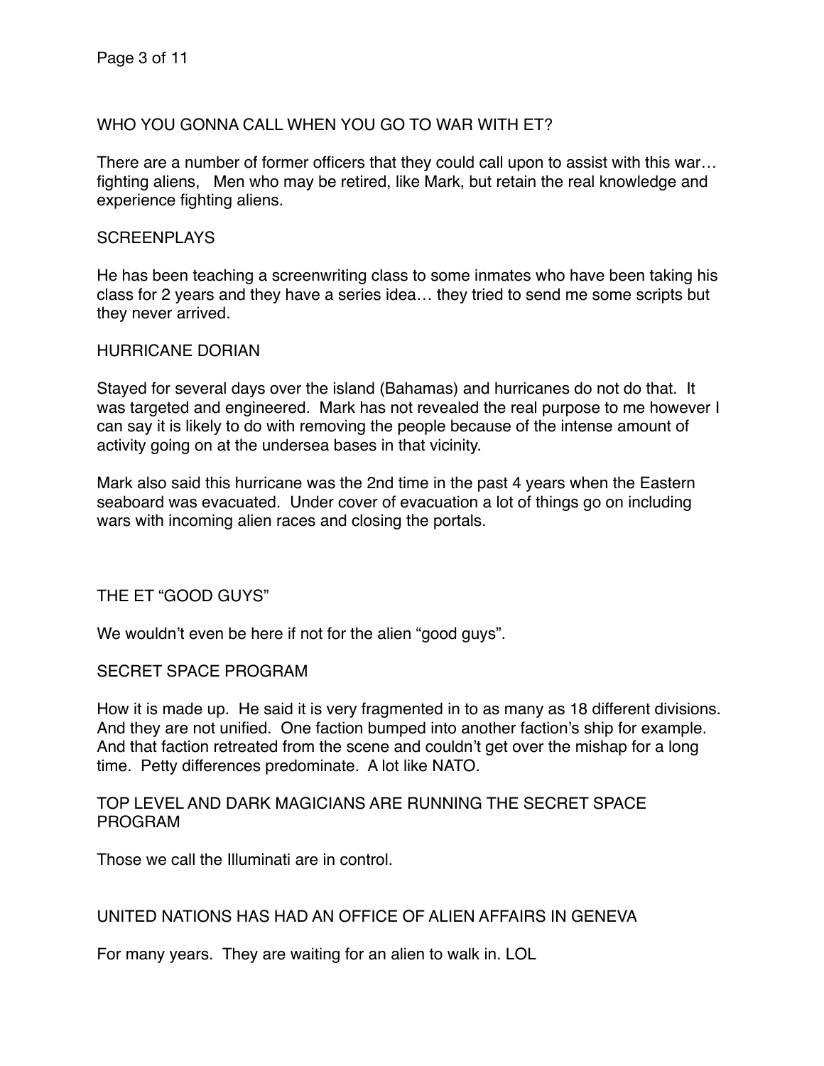## WHO YOU GONNA CALL WHEN YOU GO TO WAR WITH ET?

There are a number of former officers that they could call upon to assist with this war… fighting aliens, Men who may be retired, like Mark, but retain the real knowledge and experience fighting aliens.

## SCREENPLAYS

He has been teaching a screenwriting class to some inmates who have been taking his class for 2 years and they have a series idea… they tried to send me some scripts but they never arrived.

## HURRICANE DORIAN

Stayed for several days over the island (Bahamas) and hurricanes do not do that. It was targeted and engineered. Mark has not revealed the real purpose to me however I can say it is likely to do with removing the people because of the intense amount of activity going on at the undersea bases in that vicinity.

Mark also said this hurricane was the 2nd time in the past 4 years when the Eastern seaboard was evacuated. Under cover of evacuation a lot of things go on including wars with incoming alien races and closing the portals.

## THE ET "GOOD GUYS"

We wouldn't even be here if not for the alien "good guys".

## SECRET SPACE PROGRAM

How it is made up. He said it is very fragmented in to as many as 18 different divisions. And they are not unified. One faction bumped into another faction's ship for example. And that faction retreated from the scene and couldn't get over the mishap for a long time. Petty differences predominate. A lot like NATO.

## TOP LEVEL AND DARK MAGICIANS ARE RUNNING THE SECRET SPACE PROGRAM

Those we call the Illuminati are in control.

## UNITED NATIONS HAS HAD AN OFFICE OF ALIEN AFFAIRS IN GENEVA

For many years. They are waiting for an alien to walk in. LOL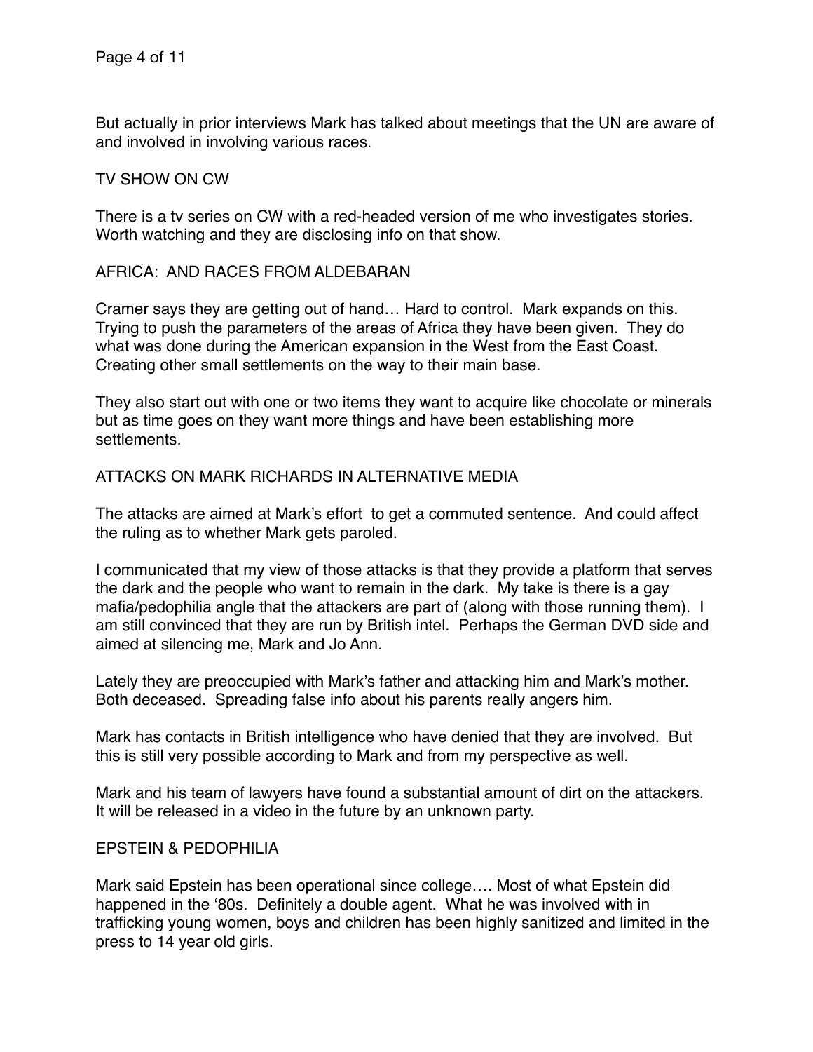But actually in prior interviews Mark has talked about meetings that the UN are aware of and involved in involving various races.

## TV SHOW ON CW

There is a tv series on CW with a red-headed version of me who investigates stories. Worth watching and they are disclosing info on that show.

## AFRICA: AND RACES FROM ALDEBARAN

Cramer says they are getting out of hand… Hard to control. Mark expands on this. Trying to push the parameters of the areas of Africa they have been given. They do what was done during the American expansion in the West from the East Coast. Creating other small settlements on the way to their main base.

They also start out with one or two items they want to acquire like chocolate or minerals but as time goes on they want more things and have been establishing more settlements.

## ATTACKS ON MARK RICHARDS IN ALTERNATIVE MEDIA

The attacks are aimed at Mark's effort to get a commuted sentence. And could affect the ruling as to whether Mark gets paroled.

I communicated that my view of those attacks is that they provide a platform that serves the dark and the people who want to remain in the dark. My take is there is a gay mafia/pedophilia angle that the attackers are part of (along with those running them). I am still convinced that they are run by British intel. Perhaps the German DVD side and aimed at silencing me, Mark and Jo Ann.

Lately they are preoccupied with Mark's father and attacking him and Mark's mother. Both deceased. Spreading false info about his parents really angers him.

Mark has contacts in British intelligence who have denied that they are involved. But this is still very possible according to Mark and from my perspective as well.

Mark and his team of lawyers have found a substantial amount of dirt on the attackers. It will be released in a video in the future by an unknown party.

## EPSTEIN & PEDOPHILIA

Mark said Epstein has been operational since college…. Most of what Epstein did happened in the '80s. Definitely a double agent. What he was involved with in trafficking young women, boys and children has been highly sanitized and limited in the press to 14 year old girls.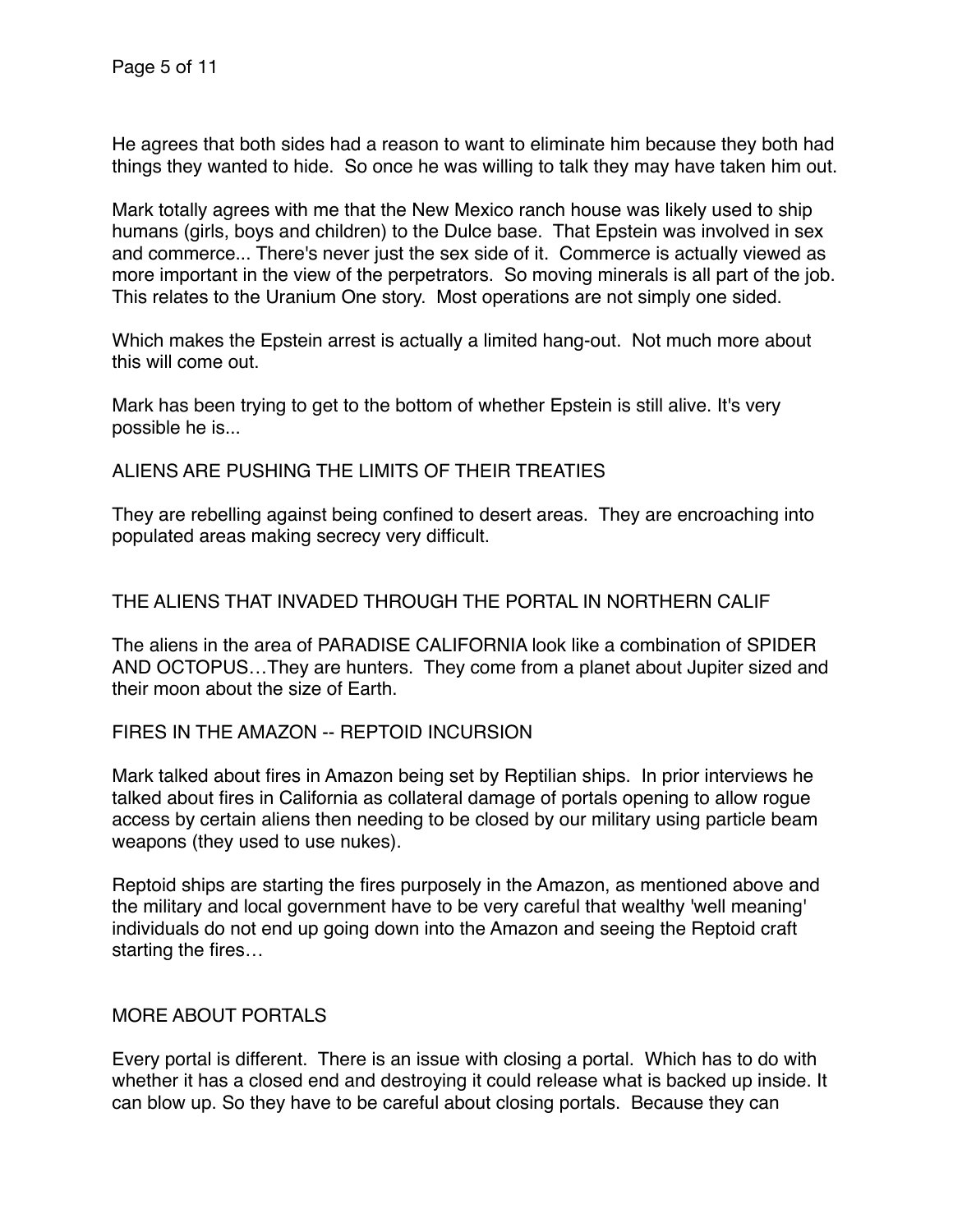He agrees that both sides had a reason to want to eliminate him because they both had things they wanted to hide. So once he was willing to talk they may have taken him out.

Mark totally agrees with me that the New Mexico ranch house was likely used to ship humans (girls, boys and children) to the Dulce base. That Epstein was involved in sex and commerce... There's never just the sex side of it. Commerce is actually viewed as more important in the view of the perpetrators. So moving minerals is all part of the job. This relates to the Uranium One story. Most operations are not simply one sided.

Which makes the Epstein arrest is actually a limited hang-out. Not much more about this will come out.

Mark has been trying to get to the bottom of whether Epstein is still alive. It's very possible he is...

## ALIENS ARE PUSHING THE LIMITS OF THEIR TREATIES

They are rebelling against being confined to desert areas. They are encroaching into populated areas making secrecy very difficult.

## THE ALIENS THAT INVADED THROUGH THE PORTAL IN NORTHERN CALIF

The aliens in the area of PARADISE CALIFORNIA look like a combination of SPIDER AND OCTOPUS…They are hunters. They come from a planet about Jupiter sized and their moon about the size of Earth.

## FIRES IN THE AMAZON -- REPTOID INCURSION

Mark talked about fires in Amazon being set by Reptilian ships. In prior interviews he talked about fires in California as collateral damage of portals opening to allow rogue access by certain aliens then needing to be closed by our military using particle beam weapons (they used to use nukes).

Reptoid ships are starting the fires purposely in the Amazon, as mentioned above and the military and local government have to be very careful that wealthy 'well meaning' individuals do not end up going down into the Amazon and seeing the Reptoid craft starting the fires…

## MORE ABOUT PORTALS

Every portal is different. There is an issue with closing a portal. Which has to do with whether it has a closed end and destroying it could release what is backed up inside. It can blow up. So they have to be careful about closing portals. Because they can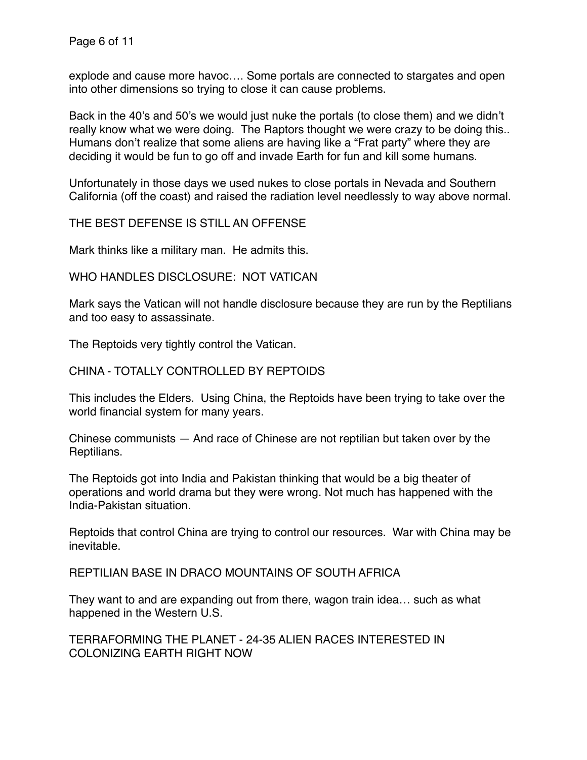explode and cause more havoc…. Some portals are connected to stargates and open into other dimensions so trying to close it can cause problems.

Back in the 40's and 50's we would just nuke the portals (to close them) and we didn't really know what we were doing. The Raptors thought we were crazy to be doing this.. Humans don't realize that some aliens are having like a "Frat party" where they are deciding it would be fun to go off and invade Earth for fun and kill some humans.

Unfortunately in those days we used nukes to close portals in Nevada and Southern California (off the coast) and raised the radiation level needlessly to way above normal.

## THE BEST DEFENSE IS STILL AN OFFENSE

Mark thinks like a military man. He admits this.

## WHO HANDLES DISCLOSURE: NOT VATICAN

Mark says the Vatican will not handle disclosure because they are run by the Reptilians and too easy to assassinate.

The Reptoids very tightly control the Vatican.

## CHINA - TOTALLY CONTROLLED BY REPTOIDS

This includes the Elders. Using China, the Reptoids have been trying to take over the world financial system for many years.

Chinese communists — And race of Chinese are not reptilian but taken over by the Reptilians.

The Reptoids got into India and Pakistan thinking that would be a big theater of operations and world drama but they were wrong. Not much has happened with the India-Pakistan situation.

Reptoids that control China are trying to control our resources. War with China may be inevitable.

## REPTILIAN BASE IN DRACO MOUNTAINS OF SOUTH AFRICA

They want to and are expanding out from there, wagon train idea… such as what happened in the Western U.S.

## TERRAFORMING THE PLANET - 24-35 ALIEN RACES INTERESTED IN COLONIZING EARTH RIGHT NOW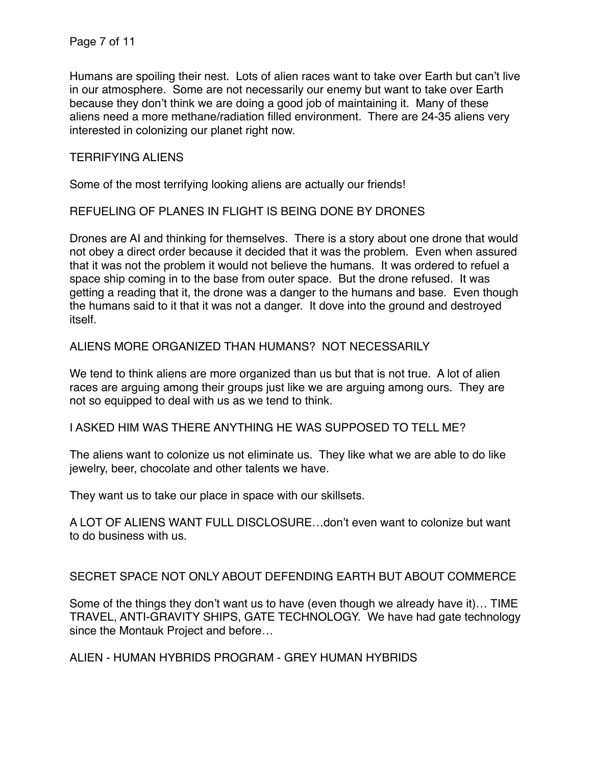Humans are spoiling their nest. Lots of alien races want to take over Earth but can't live in our atmosphere. Some are not necessarily our enemy but want to take over Earth because they don't think we are doing a good job of maintaining it. Many of these aliens need a more methane/radiation filled environment. There are 24-35 aliens very interested in colonizing our planet right now.

## TERRIFYING ALIENS

Some of the most terrifying looking aliens are actually our friends!

## REFUELING OF PLANES IN FLIGHT IS BEING DONE BY DRONES

Drones are AI and thinking for themselves. There is a story about one drone that would not obey a direct order because it decided that it was the problem. Even when assured that it was not the problem it would not believe the humans. It was ordered to refuel a space ship coming in to the base from outer space. But the drone refused. It was getting a reading that it, the drone was a danger to the humans and base. Even though the humans said to it that it was not a danger. It dove into the ground and destroyed itself.

## ALIENS MORE ORGANIZED THAN HUMANS? NOT NECESSARILY

We tend to think aliens are more organized than us but that is not true. A lot of alien races are arguing among their groups just like we are arguing among ours. They are not so equipped to deal with us as we tend to think.

## I ASKED HIM WAS THERE ANYTHING HE WAS SUPPOSED TO TELL ME?

The aliens want to colonize us not eliminate us. They like what we are able to do like jewelry, beer, chocolate and other talents we have.

They want us to take our place in space with our skillsets.

A LOT OF ALIENS WANT FULL DISCLOSURE…don't even want to colonize but want to do business with us.

## SECRET SPACE NOT ONLY ABOUT DEFENDING EARTH BUT ABOUT COMMERCE

Some of the things they don't want us to have (even though we already have it)… TIME TRAVEL, ANTI-GRAVITY SHIPS, GATE TECHNOLOGY. We have had gate technology since the Montauk Project and before…

## ALIEN - HUMAN HYBRIDS PROGRAM - GREY HUMAN HYBRIDS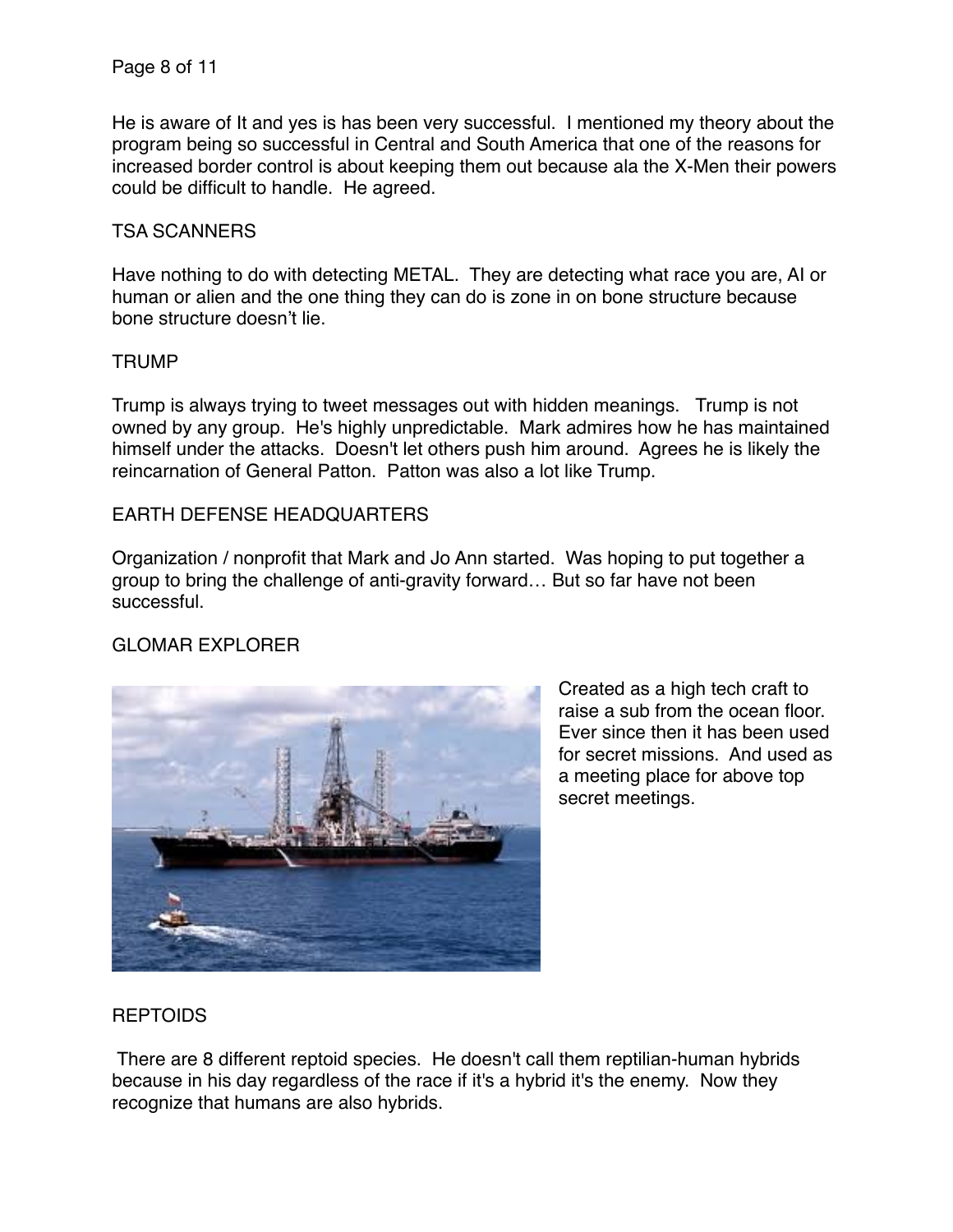He is aware of It and yes is has been very successful. I mentioned my theory about the program being so successful in Central and South America that one of the reasons for increased border control is about keeping them out because ala the X-Men their powers could be difficult to handle. He agreed.

## TSA SCANNERS

Have nothing to do with detecting METAL. They are detecting what race you are, AI or human or alien and the one thing they can do is zone in on bone structure because bone structure doesn't lie.

## TRUMP

Trump is always trying to tweet messages out with hidden meanings. Trump is not owned by any group. He's highly unpredictable. Mark admires how he has maintained himself under the attacks. Doesn't let others push him around. Agrees he is likely the reincarnation of General Patton. Patton was also a lot like Trump.

## EARTH DEFENSE HEADQUARTERS

Organization / nonprofit that Mark and Jo Ann started. Was hoping to put together a group to bring the challenge of anti-gravity forward… But so far have not been successful.

## GLOMAR EXPLORER

Created as a high tech craft to raise a sub from the ocean floor. Ever since then it has been used for secret missions. And used as a meeting place for above top secret meetings.

## REPTOIDS

There are 8 different reptoid species. He doesn't call them reptilian-human hybrids because in his day regardless of the race if it's a hybrid it's the enemy. Now they recognize that humans are also hybrids.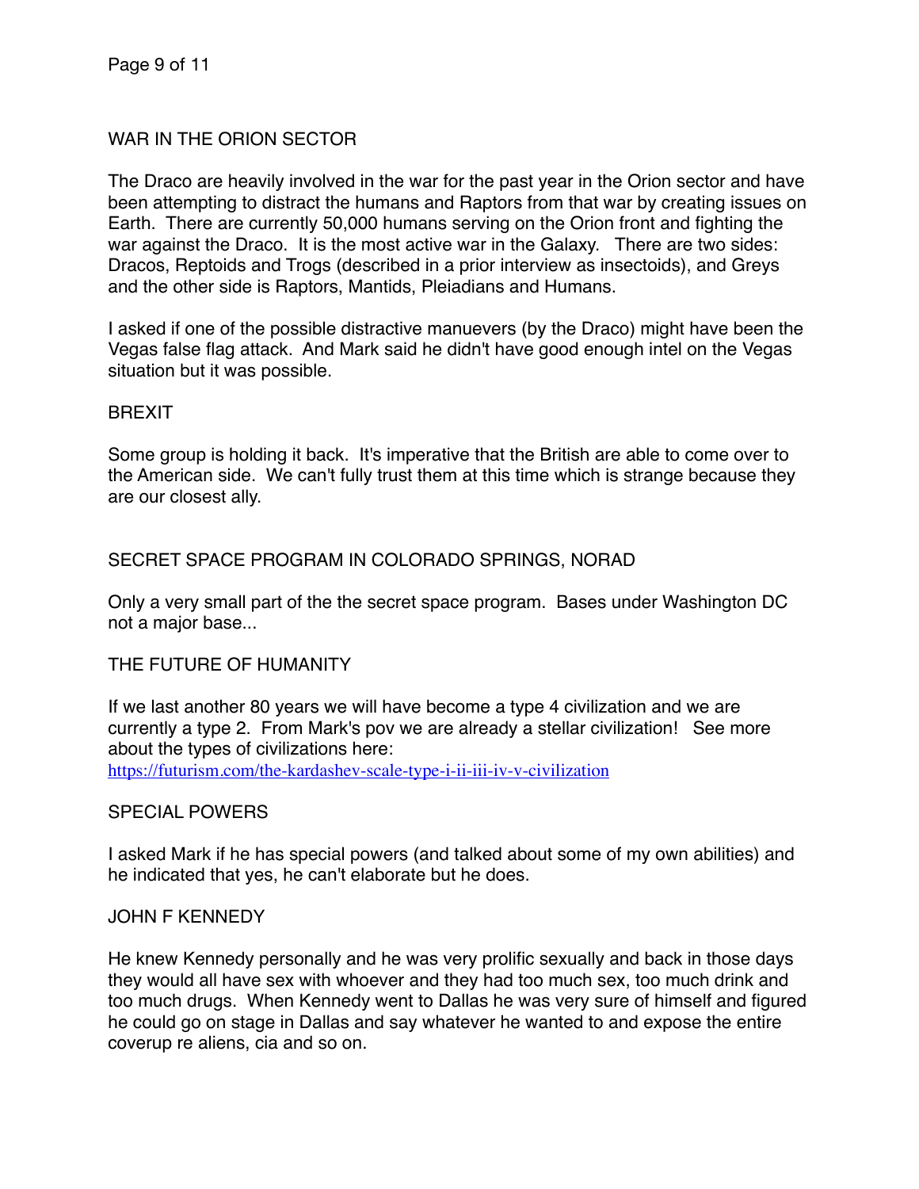## WAR IN THE ORION SECTOR

The Draco are heavily involved in the war for the past year in the Orion sector and have been attempting to distract the humans and Raptors from that war by creating issues on Earth. There are currently 50,000 humans serving on the Orion front and fighting the war against the Draco. It is the most active war in the Galaxy. There are two sides: Dracos, Reptoids and Trogs (described in a prior interview as insectoids), and Greys and the other side is Raptors, Mantids, Pleiadians and Humans.

I asked if one of the possible distractive manuevers (by the Draco) might have been the Vegas false flag attack. And Mark said he didn't have good enough intel on the Vegas situation but it was possible.

## BREXIT

Some group is holding it back. It's imperative that the British are able to come over to the American side. We can't fully trust them at this time which is strange because they are our closest ally.

## SECRET SPACE PROGRAM IN COLORADO SPRINGS, NORAD

Only a very small part of the the secret space program. Bases under Washington DC not a major base...

## THE FUTURE OF HUMANITY

If we last another 80 years we will have become a type 4 civilization and we are currently a type 2. From Mark's pov we are already a stellar civilization! See more about the types of civilizations here:
https://futurism.com/the-kardashev-scale-type-i-ii-iii-iv-v-civilization

## SPECIAL POWERS

I asked Mark if he has special powers (and talked about some of my own abilities) and he indicated that yes, he can't elaborate but he does.

## JOHN F KENNEDY

He knew Kennedy personally and he was very prolific sexually and back in those days they would all have sex with whoever and they had too much sex, too much drink and too much drugs. When Kennedy went to Dallas he was very sure of himself and figured he could go on stage in Dallas and say whatever he wanted to and expose the entire coverup re aliens, cia and so on.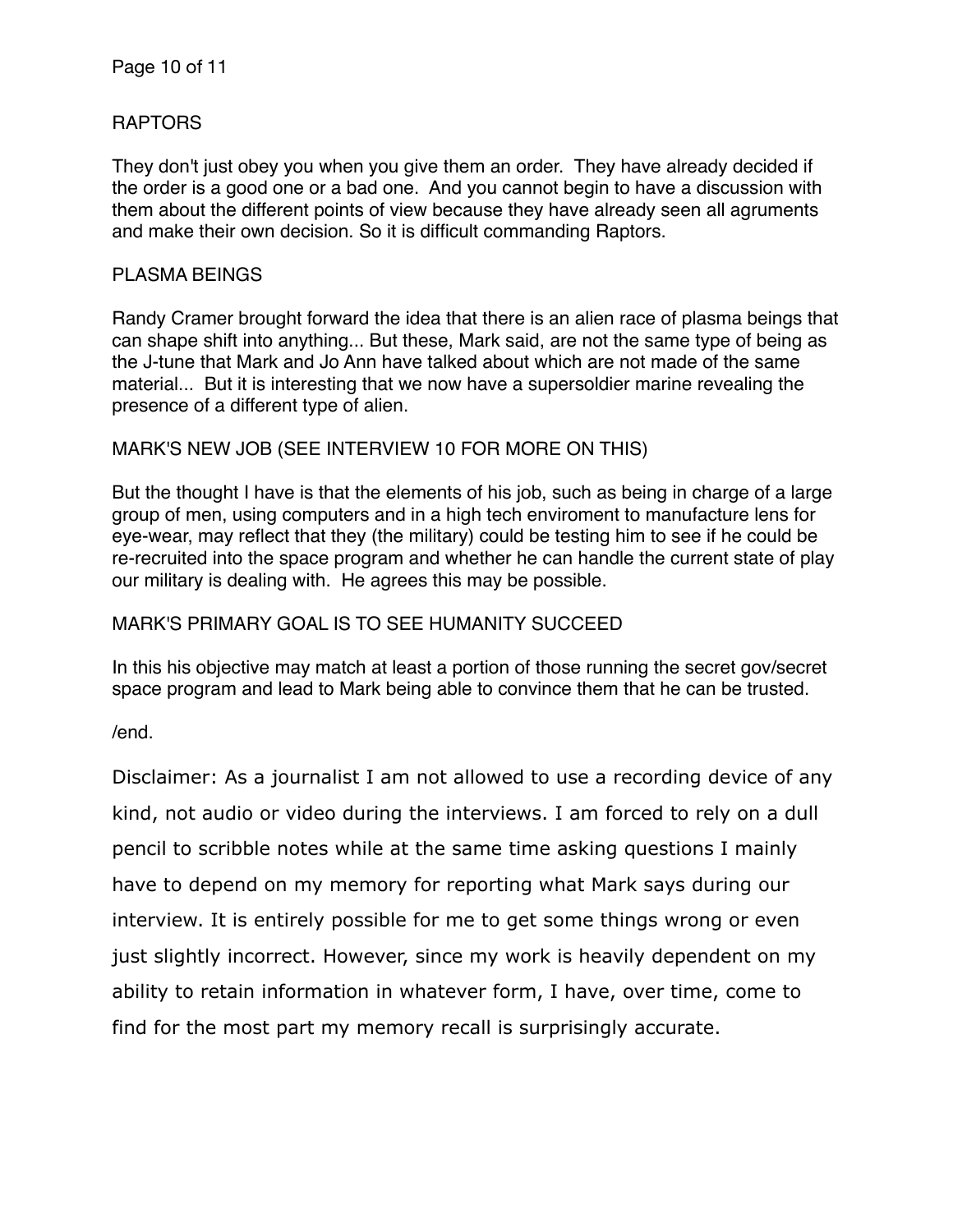## RAPTORS

They don't just obey you when you give them an order. They have already decided if the order is a good one or a bad one. And you cannot begin to have a discussion with them about the different points of view because they have already seen all agruments and make their own decision. So it is difficult commanding Raptors.

## PLASMA BEINGS

Randy Cramer brought forward the idea that there is an alien race of plasma beings that can shape shift into anything... But these, Mark said, are not the same type of being as the J-tune that Mark and Jo Ann have talked about which are not made of the same material... But it is interesting that we now have a supersoldier marine revealing the presence of a different type of alien.

## MARK'S NEW JOB (SEE INTERVIEW 10 FOR MORE ON THIS)

But the thought I have is that the elements of his job, such as being in charge of a large group of men, using computers and in a high tech enviroment to manufacture lens for eye-wear, may reflect that they (the military) could be testing him to see if he could be re-recruited into the space program and whether he can handle the current state of play our military is dealing with. He agrees this may be possible.

## MARK'S PRIMARY GOAL IS TO SEE HUMANITY SUCCEED

In this his objective may match at least a portion of those running the secret gov/secret space program and lead to Mark being able to convince them that he can be trusted.

/end.

Disclaimer: As a journalist I am not allowed to use a recording device of any kind, not audio or video during the interviews. I am forced to rely on a dull pencil to scribble notes while at the same time asking questions I mainly have to depend on my memory for reporting what Mark says during our interview. It is entirely possible for me to get some things wrong or even just slightly incorrect. However, since my work is heavily dependent on my ability to retain information in whatever form, I have, over time, come to find for the most part my memory recall is surprisingly accurate.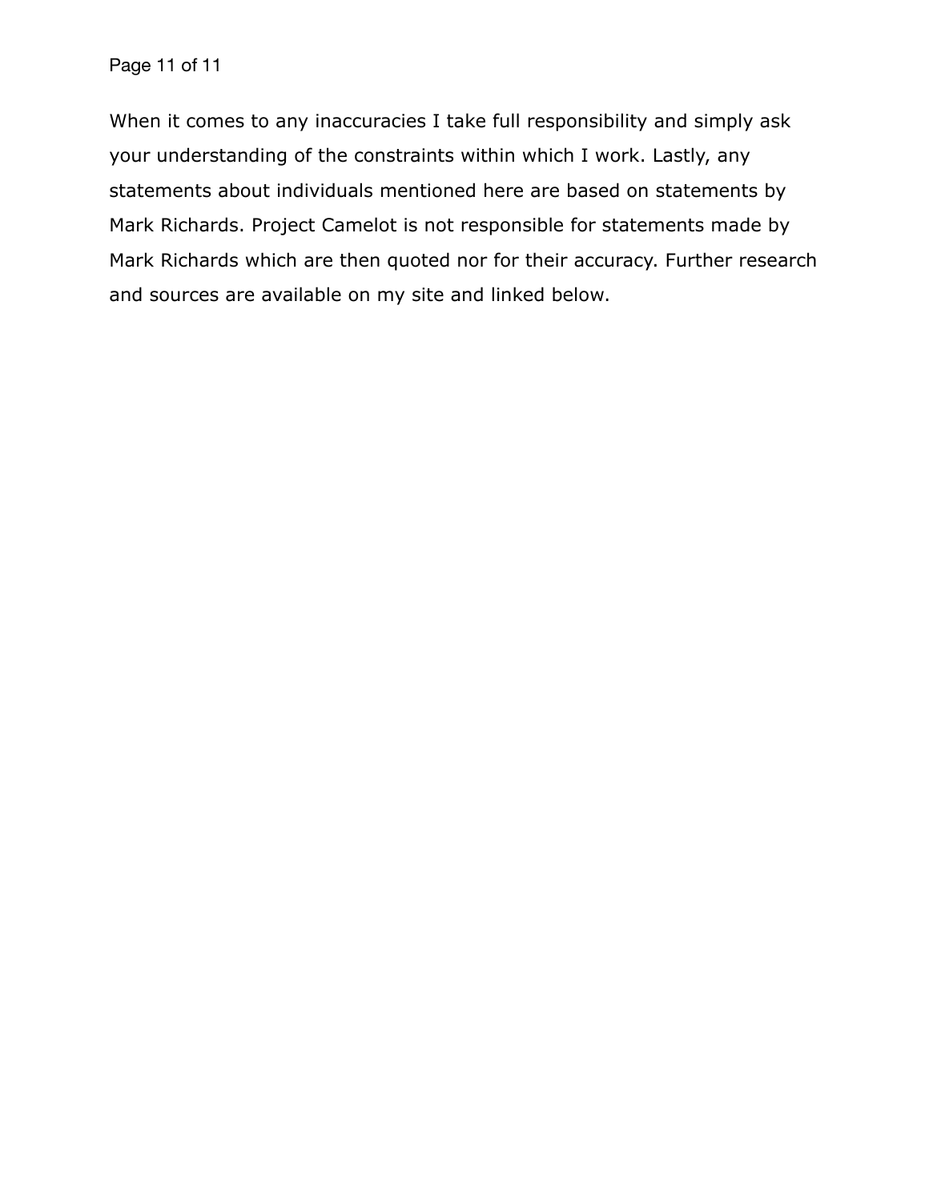When it comes to any inaccuracies I take full responsibility and simply ask your understanding of the constraints within which I work. Lastly, any statements about individuals mentioned here are based on statements by Mark Richards. Project Camelot is not responsible for statements made by Mark Richards which are then quoted nor for their accuracy. Further research and sources are available on my site and linked below.